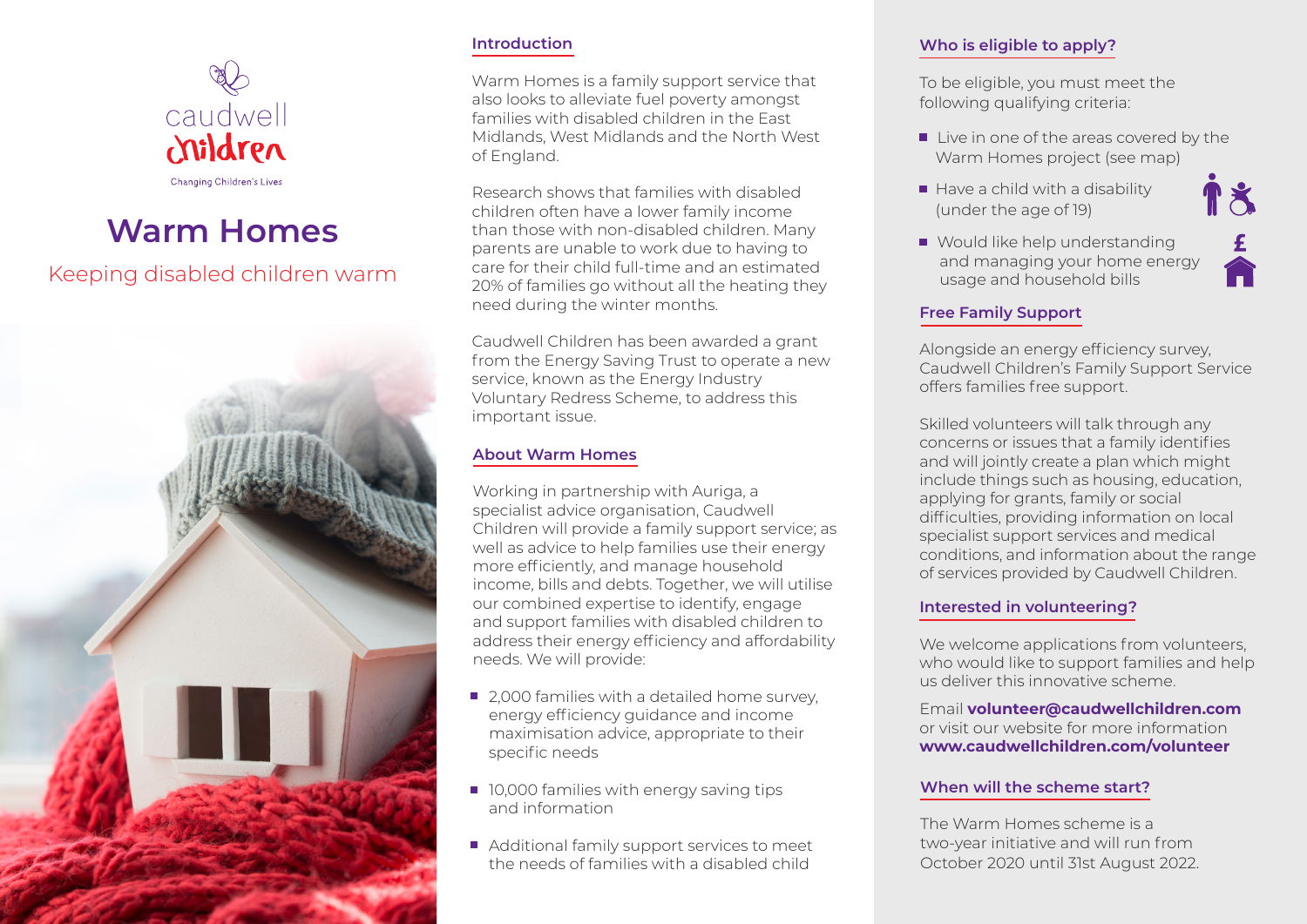caudwell children

Changing Children's Lives

# Warm Homes

## Keeping disabled children warm

### Introduction

Warm Homes is a family support service that also looks to alleviate fuel poverty amongst families with disabled children in the East Midlands, West Midlands and the North West of England.

Research shows that families with disabled children often have a lower family income than those with non-disabled children. Many parents are unable to work due to having to care for their child full-time and an estimated 20% of families go without all the heating they need during the winter months.

Caudwell Children has been awarded a grant from the Energy Saving Trust to operate a new service, known as the Energy Industry Voluntary Redress Scheme, to address this important issue.

### About Warm Homes

Working in partnership with Auriga, a specialist advice organisation, Caudwell Children will provide a family support service; as well as advice to help families use their energy more efficiently, and manage household income, bills and debts. Together, we will utilise our combined expertise to identify, engage and support families with disabled children to address their energy efficiency and affordability needs. We will provide:

- 2,000 families with a detailed home survey, energy efficiency guidance and income maximisation advice, appropriate to their specific needs
- 10,000 families with energy saving tips and information
- Additional family support services to meet the needs of families with a disabled child

### Who is eligible to apply?

To be eligible, you must meet the following qualifying criteria:

- Live in one of the areas covered by the Warm Homes project (see map)
- Have a child with a disability (under the age of 19)
- Would like help understanding and managing your home energy usage and household bills

### Free Family Support

Alongside an energy efficiency survey, Caudwell Children's Family Support Service offers families free support.

Skilled volunteers will talk through any concerns or issues that a family identifies and will jointly create a plan which might include things such as housing, education, applying for grants, family or social difficulties, providing information on local specialist support services and medical conditions, and information about the range of services provided by Caudwell Children.

### Interested in volunteering?

We welcome applications from volunteers, who would like to support families and help us deliver this innovative scheme.

Email **volunteer@caudwellchildren.com** or visit our website for more information **www.caudwellchildren.com/volunteer**

### When will the scheme start?

The Warm Homes scheme is a two-year initiative and will run from October 2020 until 31st August 2022.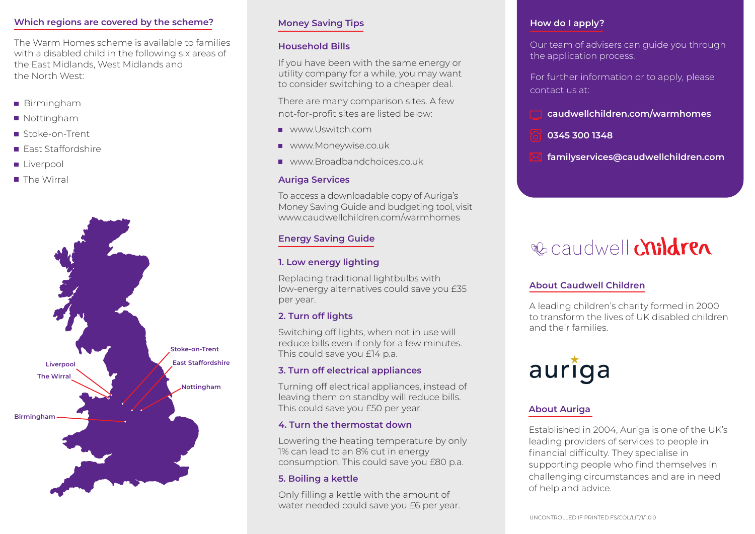## Which regions are covered by the scheme?

The Warm Homes scheme is available to families with a disabled child in the following six areas of the East Midlands, West Midlands and the North West:

- Birmingham
- Nottingham
- Stoke-on-Trent
- East Staffordshire
- Liverpool
- The Wirral

Stoke-on-Trent
Liverpool
East Staffordshire
The Wirral
Nottingham
Birmingham

## Money Saving Tips

### Household Bills

If you have been with the same energy or utility company for a while, you may want to consider switching to a cheaper deal.

There are many comparison sites. A few not-for-profit sites are listed below:

- www.Uswitch.com
- www.Moneywise.co.uk
- www.Broadbandchoices.co.uk

### Auriga Services

To access a downloadable copy of Auriga's Money Saving Guide and budgeting tool, visit www.caudwellchildren.com/warmhomes

## Energy Saving Guide

### 1. Low energy lighting

Replacing traditional lightbulbs with low-energy alternatives could save you £35 per year.

### 2. Turn off lights

Switching off lights, when not in use will reduce bills even if only for a few minutes. This could save you £14 p.a.

### 3. Turn off electrical appliances

Turning off electrical appliances, instead of leaving them on standby will reduce bills. This could save you £50 per year.

### 4. Turn the thermostat down

Lowering the heating temperature by only 1% can lead to an 8% cut in energy consumption. This could save you £80 p.a.

### 5. Boiling a kettle

Only filling a kettle with the amount of water needed could save you £6 per year.

## How do I apply?

Our team of advisers can guide you through the application process.

For further information or to apply, please contact us at:

**caudwellchildren.com/warmhomes**

**0345 300 1348**

**familyservices@caudwellchildren.com**

caudwell children

## About Caudwell Children

A leading children's charity formed in 2000 to transform the lives of UK disabled children and their families.

auriga

## About Auriga

Established in 2004, Auriga is one of the UK's leading providers of services to people in financial difficulty. They specialise in supporting people who find themselves in challenging circumstances and are in need of help and advice.

UNCONTROLLED IF PRINTED FS/COL/LIT/1/1.0.0